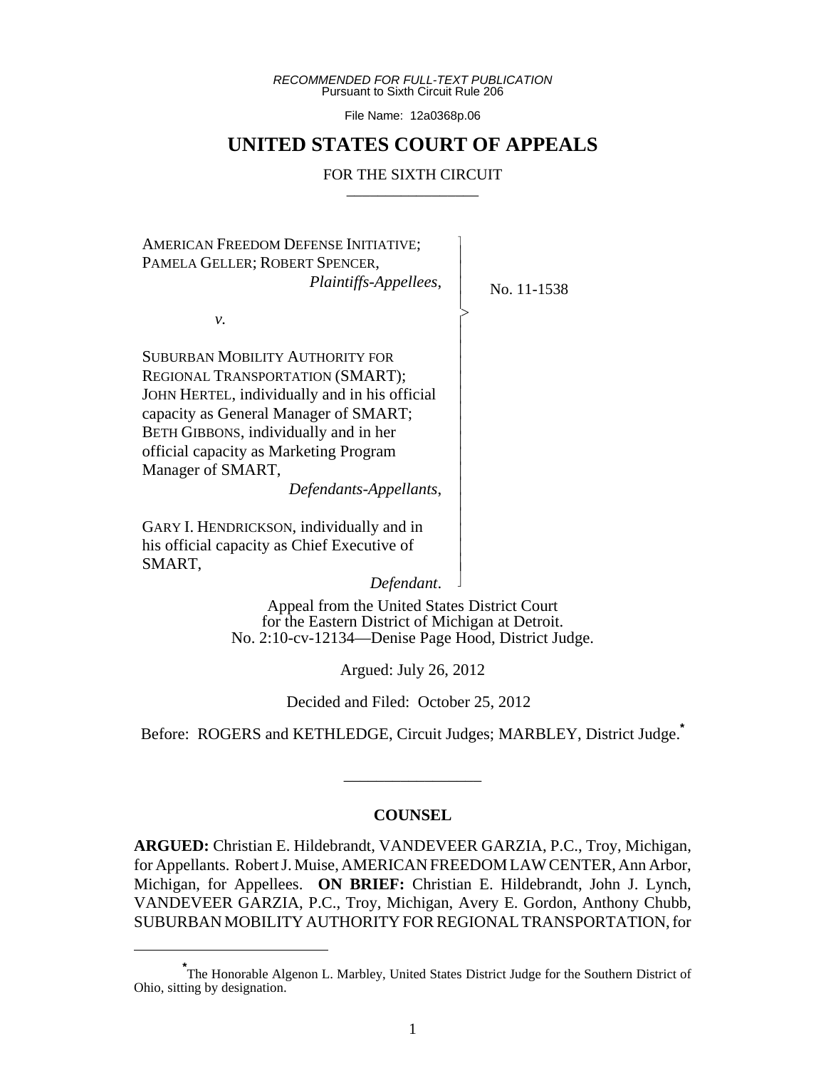*RECOMMENDED FOR FULL-TEXT PUBLICATION*
Pursuant to Sixth Circuit Rule 206

File Name: 12a0368p.06

# UNITED STATES COURT OF APPEALS

FOR THE SIXTH CIRCUIT

---

AMERICAN FREEDOM DEFENSE INITIATIVE; PAMELA GELLER; ROBERT SPENCER,
*Plaintiffs-Appellees*,

*v.*

SUBURBAN MOBILITY AUTHORITY FOR REGIONAL TRANSPORTATION (SMART); JOHN HERTEL, individually and in his official capacity as General Manager of SMART; BETH GIBBONS, individually and in her official capacity as Marketing Program Manager of SMART,
*Defendants-Appellants*,

GARY I. HENDRICKSON, individually and in his official capacity as Chief Executive of SMART,
*Defendant*.

No. 11-1538

Appeal from the United States District Court for the Eastern District of Michigan at Detroit.
No. 2:10-cv-12134—Denise Page Hood, District Judge.

Argued: July 26, 2012

Decided and Filed: October 25, 2012

Before: ROGERS and KETHLEDGE, Circuit Judges; MARBLEY, District Judge.[*]

---

## COUNSEL

**ARGUED:** Christian E. Hildebrandt, VANDEVEER GARZIA, P.C., Troy, Michigan, for Appellants. Robert J. Muise, AMERICAN FREEDOM LAW CENTER, Ann Arbor, Michigan, for Appellees. **ON BRIEF:** Christian E. Hildebrandt, John J. Lynch, VANDEVEER GARZIA, P.C., Troy, Michigan, Avery E. Gordon, Anthony Chubb, SUBURBAN MOBILITY AUTHORITY FOR REGIONAL TRANSPORTATION, for

---

[*] The Honorable Algenon L. Marbley, United States District Judge for the Southern District of Ohio, sitting by designation.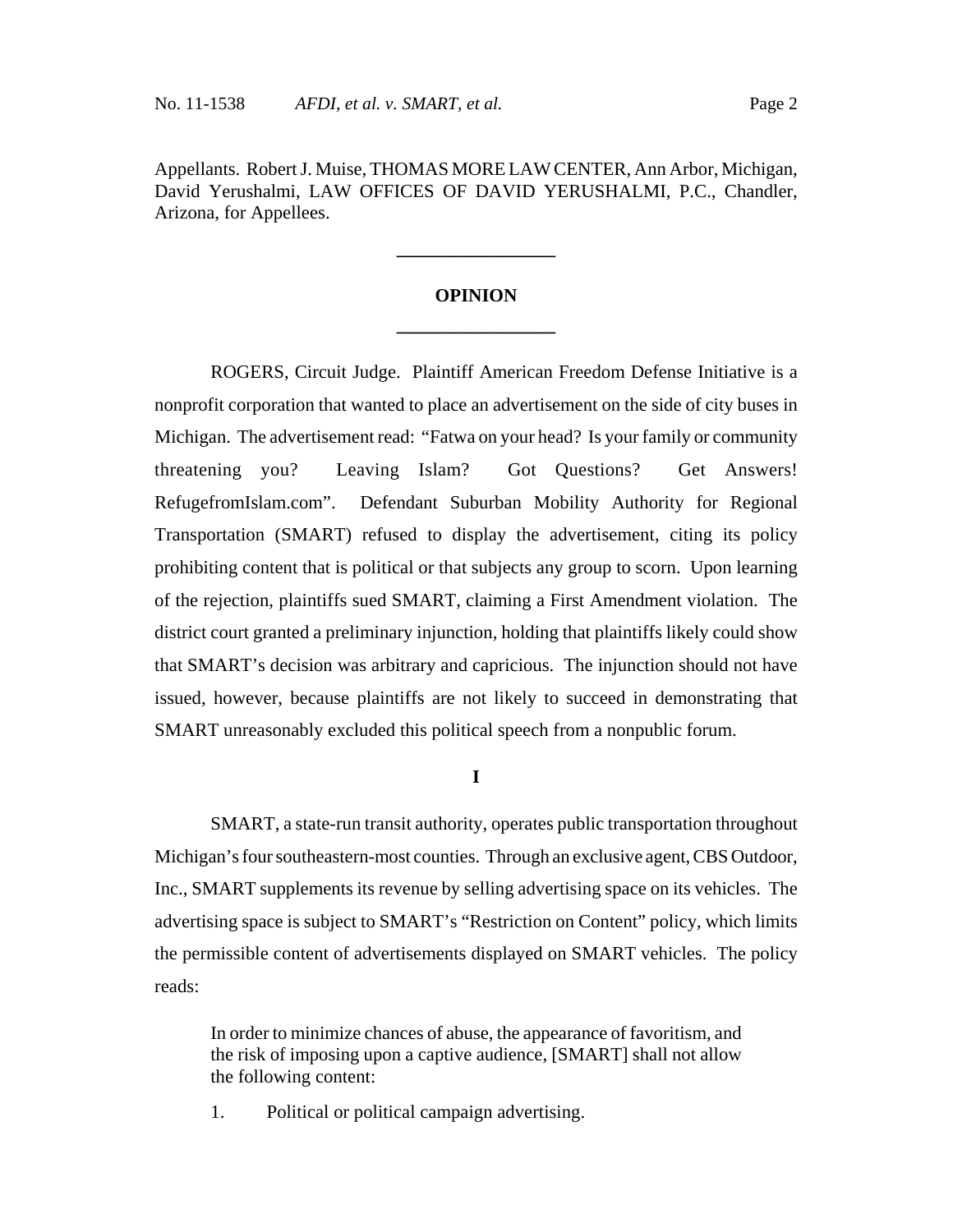Appellants. Robert J. Muise, THOMAS MORE LAW CENTER, Ann Arbor, Michigan, David Yerushalmi, LAW OFFICES OF DAVID YERUSHALMI, P.C., Chandler, Arizona, for Appellees.

---

## OPINION

---

ROGERS, Circuit Judge. Plaintiff American Freedom Defense Initiative is a nonprofit corporation that wanted to place an advertisement on the side of city buses in Michigan. The advertisement read: "Fatwa on your head? Is your family or community threatening you? Leaving Islam? Got Questions? Get Answers! RefugefromIslam.com". Defendant Suburban Mobility Authority for Regional Transportation (SMART) refused to display the advertisement, citing its policy prohibiting content that is political or that subjects any group to scorn. Upon learning of the rejection, plaintiffs sued SMART, claiming a First Amendment violation. The district court granted a preliminary injunction, holding that plaintiffs likely could show that SMART's decision was arbitrary and capricious. The injunction should not have issued, however, because plaintiffs are not likely to succeed in demonstrating that SMART unreasonably excluded this political speech from a nonpublic forum.

### I

SMART, a state-run transit authority, operates public transportation throughout Michigan's four southeastern-most counties. Through an exclusive agent, CBS Outdoor, Inc., SMART supplements its revenue by selling advertising space on its vehicles. The advertising space is subject to SMART's "Restriction on Content" policy, which limits the permissible content of advertisements displayed on SMART vehicles. The policy reads:

> In order to minimize chances of abuse, the appearance of favoritism, and the risk of imposing upon a captive audience, [SMART] shall not allow the following content:
>
> 1. Political or political campaign advertising.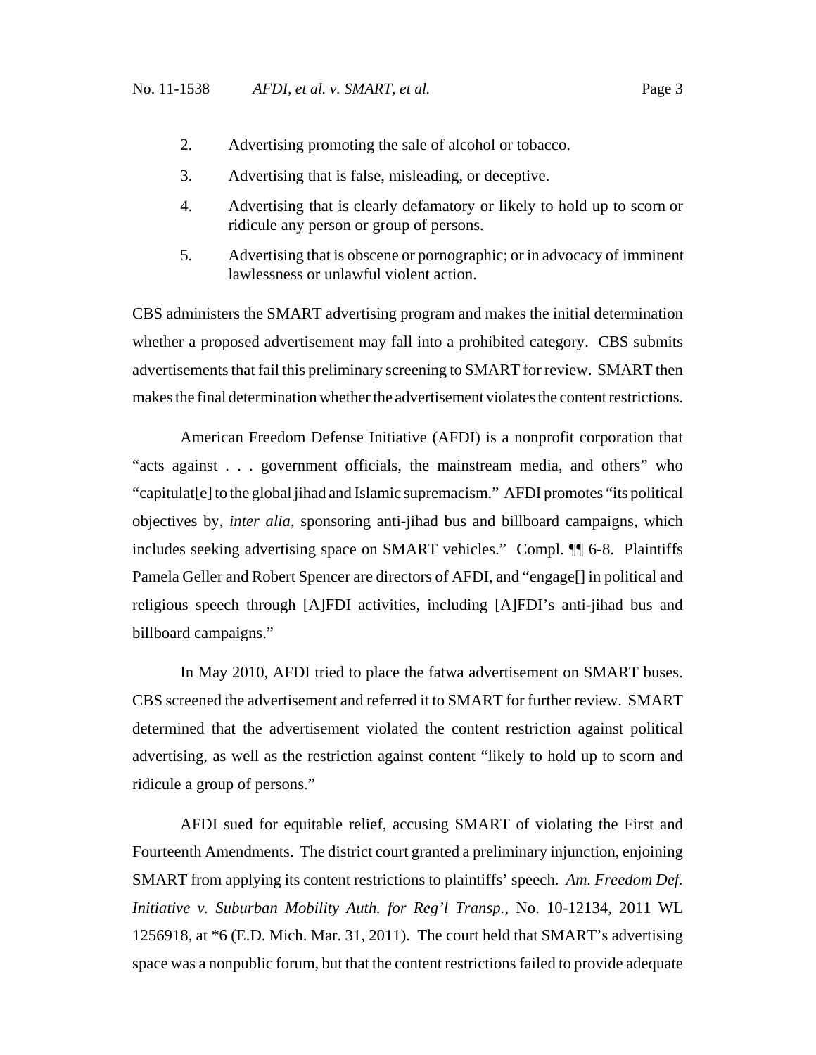2. Advertising promoting the sale of alcohol or tobacco.

3. Advertising that is false, misleading, or deceptive.

4. Advertising that is clearly defamatory or likely to hold up to scorn or ridicule any person or group of persons.

5. Advertising that is obscene or pornographic; or in advocacy of imminent lawlessness or unlawful violent action.

CBS administers the SMART advertising program and makes the initial determination whether a proposed advertisement may fall into a prohibited category. CBS submits advertisements that fail this preliminary screening to SMART for review. SMART then makes the final determination whether the advertisement violates the content restrictions.

American Freedom Defense Initiative (AFDI) is a nonprofit corporation that "acts against . . . government officials, the mainstream media, and others" who "capitulat[e] to the global jihad and Islamic supremacism." AFDI promotes "its political objectives by, *inter alia*, sponsoring anti-jihad bus and billboard campaigns, which includes seeking advertising space on SMART vehicles." Compl. ¶¶ 6-8. Plaintiffs Pamela Geller and Robert Spencer are directors of AFDI, and "engage[] in political and religious speech through [A]FDI activities, including [A]FDI's anti-jihad bus and billboard campaigns."

In May 2010, AFDI tried to place the fatwa advertisement on SMART buses. CBS screened the advertisement and referred it to SMART for further review. SMART determined that the advertisement violated the content restriction against political advertising, as well as the restriction against content "likely to hold up to scorn and ridicule a group of persons."

AFDI sued for equitable relief, accusing SMART of violating the First and Fourteenth Amendments. The district court granted a preliminary injunction, enjoining SMART from applying its content restrictions to plaintiffs' speech. *Am. Freedom Def. Initiative v. Suburban Mobility Auth. for Reg'l Transp.*, No. 10-12134, 2011 WL 1256918, at *6 (E.D. Mich. Mar. 31, 2011). The court held that SMART's advertising space was a nonpublic forum, but that the content restrictions failed to provide adequate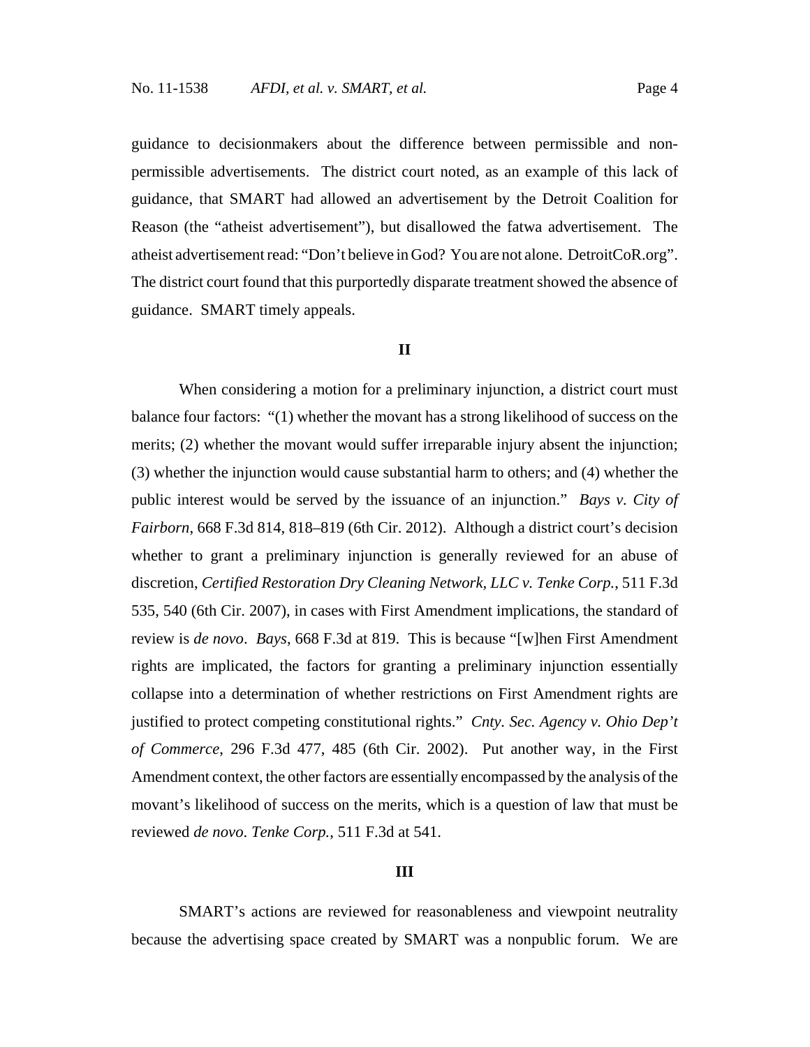guidance to decisionmakers about the difference between permissible and non-permissible advertisements. The district court noted, as an example of this lack of guidance, that SMART had allowed an advertisement by the Detroit Coalition for Reason (the "atheist advertisement"), but disallowed the fatwa advertisement. The atheist advertisement read: "Don't believe in God? You are not alone. DetroitCoR.org". The district court found that this purportedly disparate treatment showed the absence of guidance. SMART timely appeals.

## II

When considering a motion for a preliminary injunction, a district court must balance four factors: "(1) whether the movant has a strong likelihood of success on the merits; (2) whether the movant would suffer irreparable injury absent the injunction; (3) whether the injunction would cause substantial harm to others; and (4) whether the public interest would be served by the issuance of an injunction." *Bays v. City of Fairborn*, 668 F.3d 814, 818–819 (6th Cir. 2012). Although a district court's decision whether to grant a preliminary injunction is generally reviewed for an abuse of discretion, *Certified Restoration Dry Cleaning Network, LLC v. Tenke Corp.*, 511 F.3d 535, 540 (6th Cir. 2007), in cases with First Amendment implications, the standard of review is *de novo*. *Bays*, 668 F.3d at 819. This is because "[w]hen First Amendment rights are implicated, the factors for granting a preliminary injunction essentially collapse into a determination of whether restrictions on First Amendment rights are justified to protect competing constitutional rights." *Cnty. Sec. Agency v. Ohio Dep't of Commerce*, 296 F.3d 477, 485 (6th Cir. 2002). Put another way, in the First Amendment context, the other factors are essentially encompassed by the analysis of the movant's likelihood of success on the merits, which is a question of law that must be reviewed *de novo*. *Tenke Corp.*, 511 F.3d at 541.

## III

SMART's actions are reviewed for reasonableness and viewpoint neutrality because the advertising space created by SMART was a nonpublic forum. We are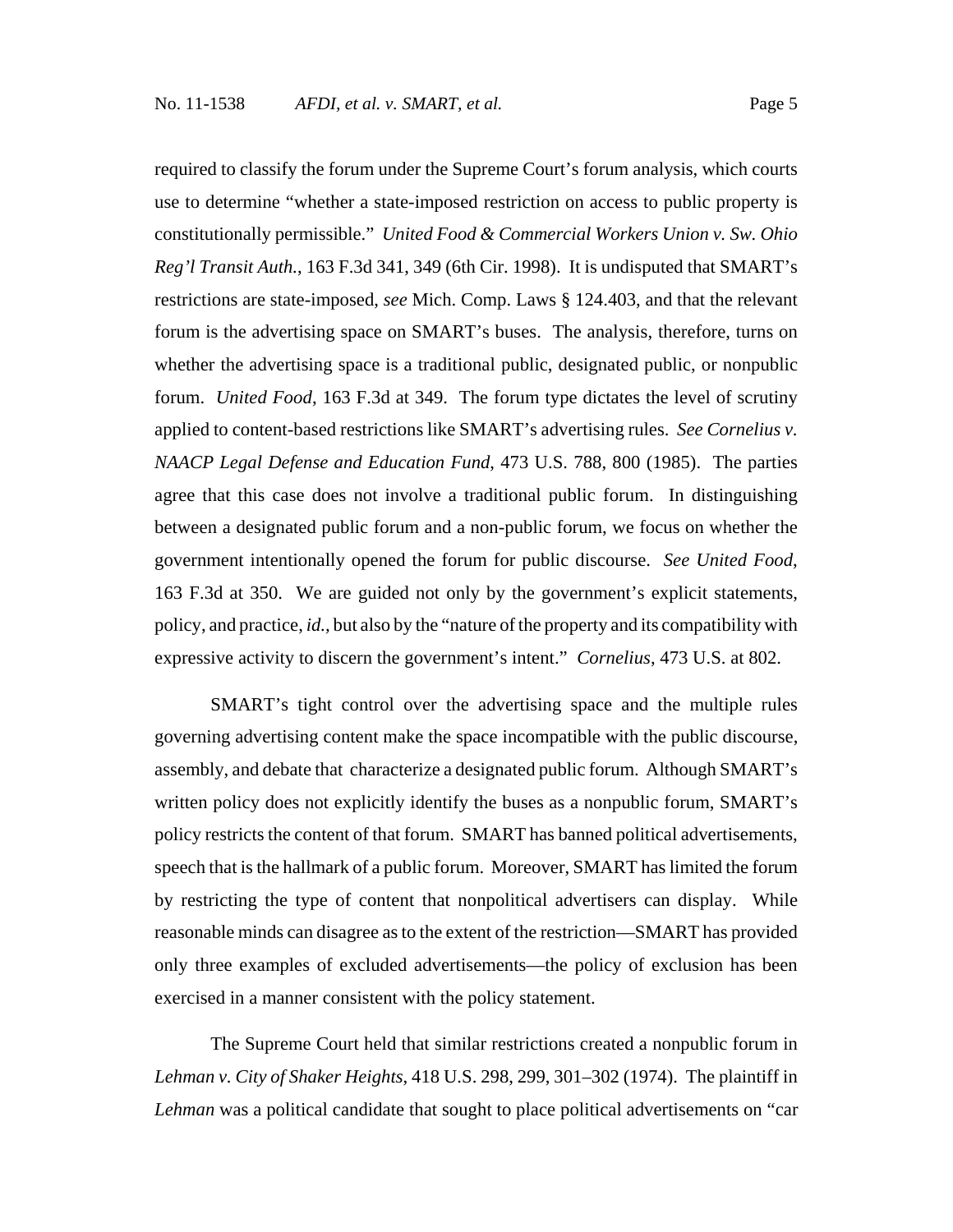required to classify the forum under the Supreme Court's forum analysis, which courts use to determine "whether a state-imposed restriction on access to public property is constitutionally permissible." *United Food & Commercial Workers Union v. Sw. Ohio Reg'l Transit Auth.*, 163 F.3d 341, 349 (6th Cir. 1998). It is undisputed that SMART's restrictions are state-imposed, *see* Mich. Comp. Laws § 124.403, and that the relevant forum is the advertising space on SMART's buses. The analysis, therefore, turns on whether the advertising space is a traditional public, designated public, or nonpublic forum. *United Food*, 163 F.3d at 349. The forum type dictates the level of scrutiny applied to content-based restrictions like SMART's advertising rules. *See Cornelius v. NAACP Legal Defense and Education Fund*, 473 U.S. 788, 800 (1985). The parties agree that this case does not involve a traditional public forum. In distinguishing between a designated public forum and a non-public forum, we focus on whether the government intentionally opened the forum for public discourse. *See United Food*, 163 F.3d at 350. We are guided not only by the government's explicit statements, policy, and practice, *id.*, but also by the "nature of the property and its compatibility with expressive activity to discern the government's intent." *Cornelius*, 473 U.S. at 802.

SMART's tight control over the advertising space and the multiple rules governing advertising content make the space incompatible with the public discourse, assembly, and debate that characterize a designated public forum. Although SMART's written policy does not explicitly identify the buses as a nonpublic forum, SMART's policy restricts the content of that forum. SMART has banned political advertisements, speech that is the hallmark of a public forum. Moreover, SMART has limited the forum by restricting the type of content that nonpolitical advertisers can display. While reasonable minds can disagree as to the extent of the restriction—SMART has provided only three examples of excluded advertisements—the policy of exclusion has been exercised in a manner consistent with the policy statement.

The Supreme Court held that similar restrictions created a nonpublic forum in *Lehman v. City of Shaker Heights*, 418 U.S. 298, 299, 301–302 (1974). The plaintiff in *Lehman* was a political candidate that sought to place political advertisements on "car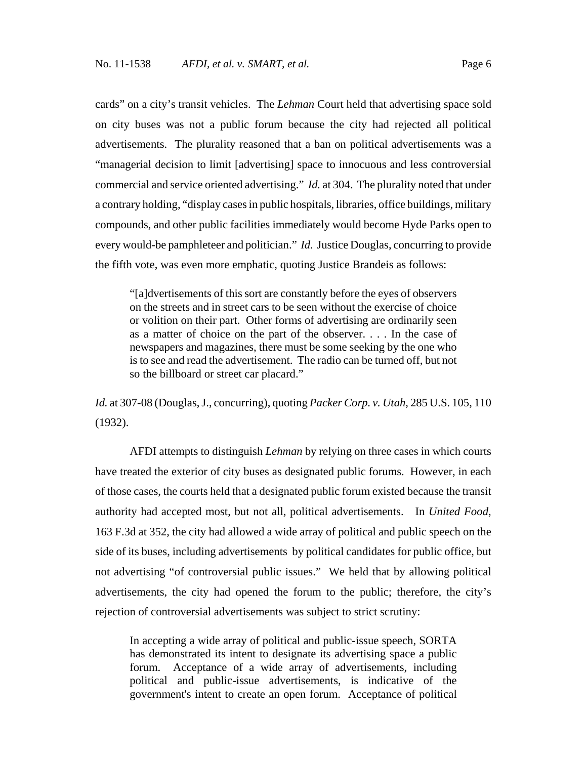cards" on a city's transit vehicles. The *Lehman* Court held that advertising space sold on city buses was not a public forum because the city had rejected all political advertisements. The plurality reasoned that a ban on political advertisements was a "managerial decision to limit [advertising] space to innocuous and less controversial commercial and service oriented advertising." *Id.* at 304. The plurality noted that under a contrary holding, "display cases in public hospitals, libraries, office buildings, military compounds, and other public facilities immediately would become Hyde Parks open to every would-be pamphleteer and politician." *Id.* Justice Douglas, concurring to provide the fifth vote, was even more emphatic, quoting Justice Brandeis as follows:

> "[a]dvertisements of this sort are constantly before the eyes of observers on the streets and in street cars to be seen without the exercise of choice or volition on their part. Other forms of advertising are ordinarily seen as a matter of choice on the part of the observer. . . . In the case of newspapers and magazines, there must be some seeking by the one who is to see and read the advertisement. The radio can be turned off, but not so the billboard or street car placard."

*Id.* at 307-08 (Douglas, J., concurring), quoting *Packer Corp. v. Utah*, 285 U.S. 105, 110 (1932).

AFDI attempts to distinguish *Lehman* by relying on three cases in which courts have treated the exterior of city buses as designated public forums. However, in each of those cases, the courts held that a designated public forum existed because the transit authority had accepted most, but not all, political advertisements. In *United Food*, 163 F.3d at 352, the city had allowed a wide array of political and public speech on the side of its buses, including advertisements by political candidates for public office, but not advertising "of controversial public issues." We held that by allowing political advertisements, the city had opened the forum to the public; therefore, the city's rejection of controversial advertisements was subject to strict scrutiny:

> In accepting a wide array of political and public-issue speech, SORTA has demonstrated its intent to designate its advertising space a public forum. Acceptance of a wide array of advertisements, including political and public-issue advertisements, is indicative of the government's intent to create an open forum. Acceptance of political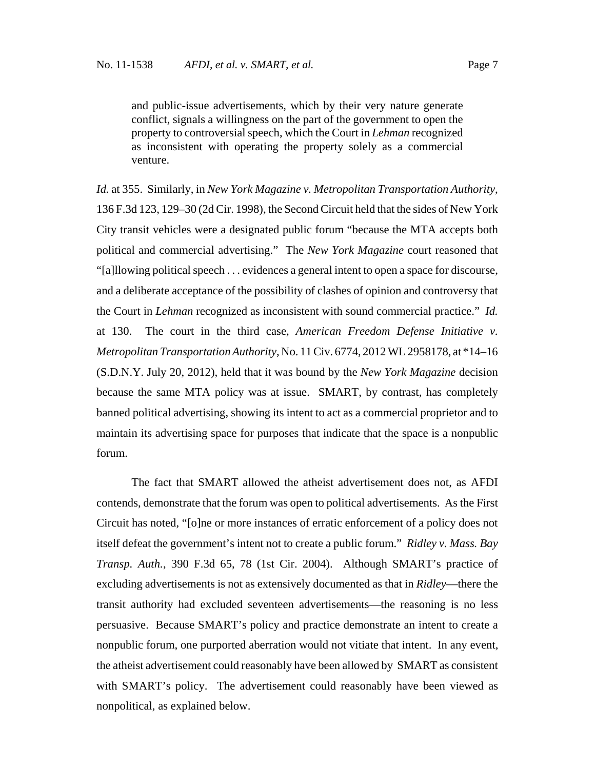> and public-issue advertisements, which by their very nature generate conflict, signals a willingness on the part of the government to open the property to controversial speech, which the Court in *Lehman* recognized as inconsistent with operating the property solely as a commercial venture.

*Id.* at 355. Similarly, in *New York Magazine v. Metropolitan Transportation Authority*, 136 F.3d 123, 129–30 (2d Cir. 1998), the Second Circuit held that the sides of New York City transit vehicles were a designated public forum "because the MTA accepts both political and commercial advertising." The *New York Magazine* court reasoned that "[a]llowing political speech . . . evidences a general intent to open a space for discourse, and a deliberate acceptance of the possibility of clashes of opinion and controversy that the Court in *Lehman* recognized as inconsistent with sound commercial practice." *Id.* at 130. The court in the third case, *American Freedom Defense Initiative v. Metropolitan Transportation Authority*, No. 11 Civ. 6774, 2012 WL 2958178, at \*14–16 (S.D.N.Y. July 20, 2012), held that it was bound by the *New York Magazine* decision because the same MTA policy was at issue. SMART, by contrast, has completely banned political advertising, showing its intent to act as a commercial proprietor and to maintain its advertising space for purposes that indicate that the space is a nonpublic forum.

The fact that SMART allowed the atheist advertisement does not, as AFDI contends, demonstrate that the forum was open to political advertisements. As the First Circuit has noted, "[o]ne or more instances of erratic enforcement of a policy does not itself defeat the government's intent not to create a public forum." *Ridley v. Mass. Bay Transp. Auth.*, 390 F.3d 65, 78 (1st Cir. 2004). Although SMART's practice of excluding advertisements is not as extensively documented as that in *Ridley*—there the transit authority had excluded seventeen advertisements—the reasoning is no less persuasive. Because SMART's policy and practice demonstrate an intent to create a nonpublic forum, one purported aberration would not vitiate that intent. In any event, the atheist advertisement could reasonably have been allowed by SMART as consistent with SMART's policy. The advertisement could reasonably have been viewed as nonpolitical, as explained below.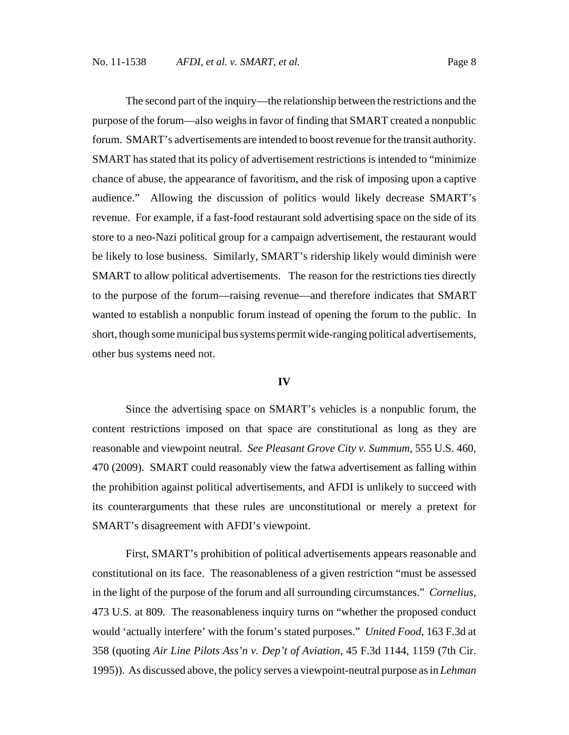The second part of the inquiry—the relationship between the restrictions and the purpose of the forum—also weighs in favor of finding that SMART created a nonpublic forum. SMART's advertisements are intended to boost revenue for the transit authority. SMART has stated that its policy of advertisement restrictions is intended to "minimize chance of abuse, the appearance of favoritism, and the risk of imposing upon a captive audience." Allowing the discussion of politics would likely decrease SMART's revenue. For example, if a fast-food restaurant sold advertising space on the side of its store to a neo-Nazi political group for a campaign advertisement, the restaurant would be likely to lose business. Similarly, SMART's ridership likely would diminish were SMART to allow political advertisements. The reason for the restrictions ties directly to the purpose of the forum—raising revenue—and therefore indicates that SMART wanted to establish a nonpublic forum instead of opening the forum to the public. In short, though some municipal bus systems permit wide-ranging political advertisements, other bus systems need not.

## IV

Since the advertising space on SMART's vehicles is a nonpublic forum, the content restrictions imposed on that space are constitutional as long as they are reasonable and viewpoint neutral. *See Pleasant Grove City v. Summum*, 555 U.S. 460, 470 (2009). SMART could reasonably view the fatwa advertisement as falling within the prohibition against political advertisements, and AFDI is unlikely to succeed with its counterarguments that these rules are unconstitutional or merely a pretext for SMART's disagreement with AFDI's viewpoint.

First, SMART's prohibition of political advertisements appears reasonable and constitutional on its face. The reasonableness of a given restriction "must be assessed in the light of the purpose of the forum and all surrounding circumstances." *Cornelius*, 473 U.S. at 809. The reasonableness inquiry turns on "whether the proposed conduct would 'actually interfere' with the forum's stated purposes." *United Food*, 163 F.3d at 358 (quoting *Air Line Pilots Ass'n v. Dep't of Aviation*, 45 F.3d 1144, 1159 (7th Cir. 1995)). As discussed above, the policy serves a viewpoint-neutral purpose as in *Lehman*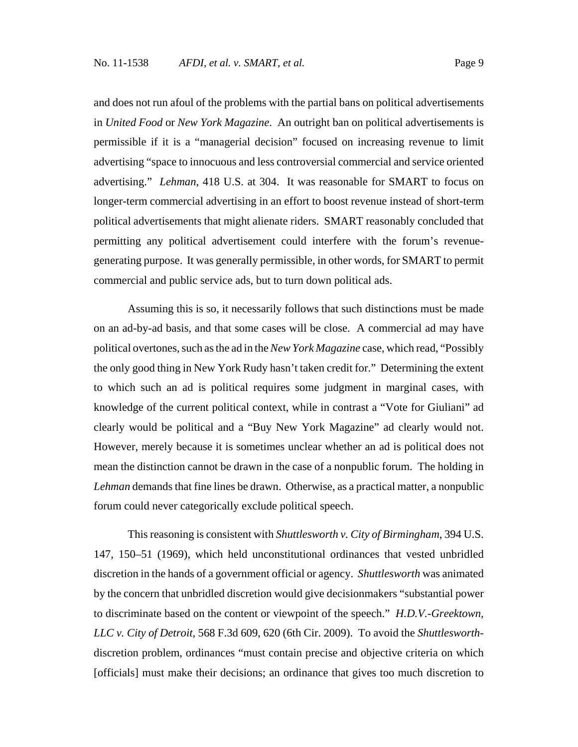and does not run afoul of the problems with the partial bans on political advertisements in *United Food* or *New York Magazine*. An outright ban on political advertisements is permissible if it is a "managerial decision" focused on increasing revenue to limit advertising "space to innocuous and less controversial commercial and service oriented advertising." *Lehman*, 418 U.S. at 304. It was reasonable for SMART to focus on longer-term commercial advertising in an effort to boost revenue instead of short-term political advertisements that might alienate riders. SMART reasonably concluded that permitting any political advertisement could interfere with the forum's revenue-generating purpose. It was generally permissible, in other words, for SMART to permit commercial and public service ads, but to turn down political ads.

Assuming this is so, it necessarily follows that such distinctions must be made on an ad-by-ad basis, and that some cases will be close. A commercial ad may have political overtones, such as the ad in the *New York Magazine* case, which read, "Possibly the only good thing in New York Rudy hasn't taken credit for." Determining the extent to which such an ad is political requires some judgment in marginal cases, with knowledge of the current political context, while in contrast a "Vote for Giuliani" ad clearly would be political and a "Buy New York Magazine" ad clearly would not. However, merely because it is sometimes unclear whether an ad is political does not mean the distinction cannot be drawn in the case of a nonpublic forum. The holding in *Lehman* demands that fine lines be drawn. Otherwise, as a practical matter, a nonpublic forum could never categorically exclude political speech.

This reasoning is consistent with *Shuttlesworth v. City of Birmingham*, 394 U.S. 147, 150–51 (1969), which held unconstitutional ordinances that vested unbridled discretion in the hands of a government official or agency. *Shuttlesworth* was animated by the concern that unbridled discretion would give decisionmakers "substantial power to discriminate based on the content or viewpoint of the speech." *H.D.V.-Greektown, LLC v. City of Detroit*, 568 F.3d 609, 620 (6th Cir. 2009). To avoid the *Shuttlesworth*-discretion problem, ordinances "must contain precise and objective criteria on which [officials] must make their decisions; an ordinance that gives too much discretion to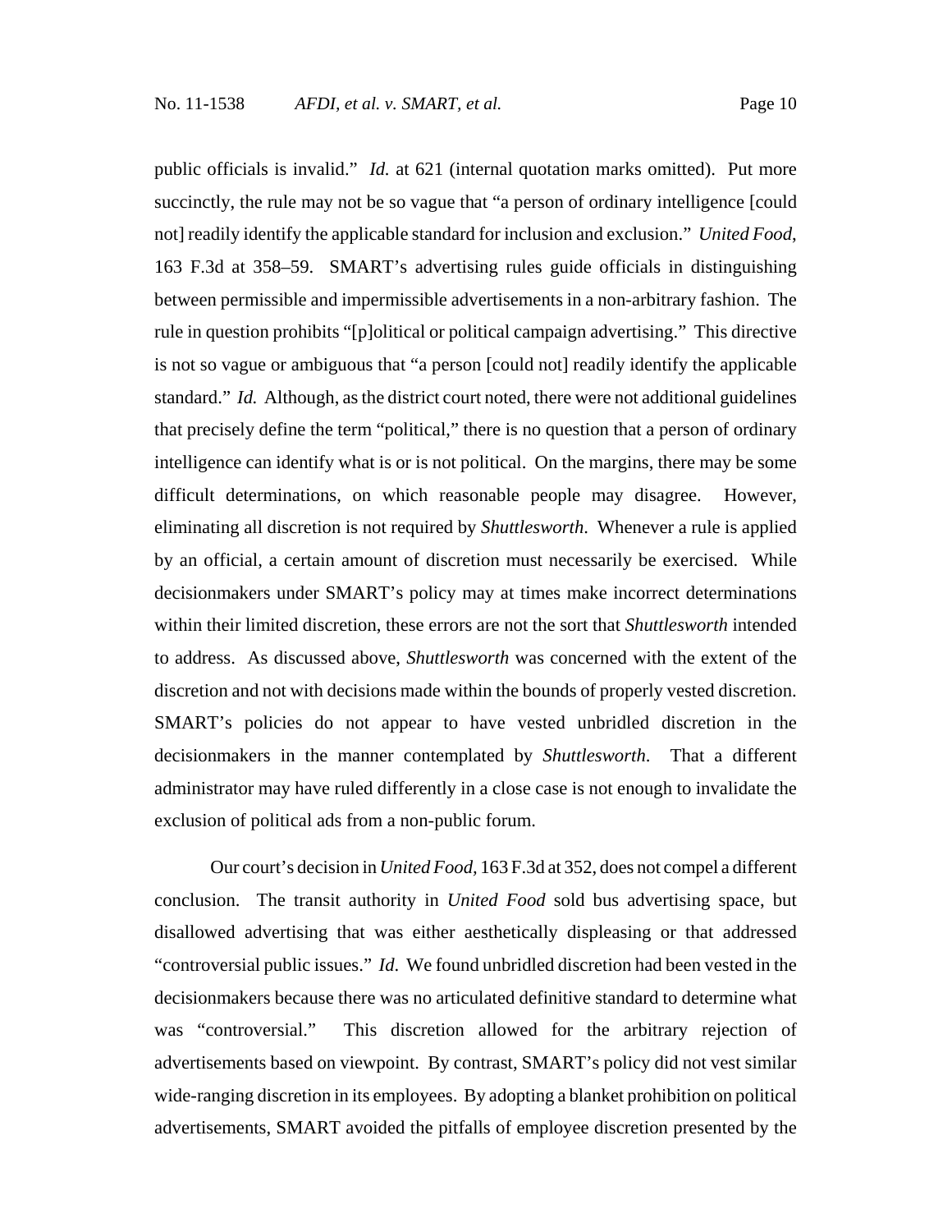public officials is invalid." *Id.* at 621 (internal quotation marks omitted). Put more succinctly, the rule may not be so vague that "a person of ordinary intelligence [could not] readily identify the applicable standard for inclusion and exclusion." *United Food*, 163 F.3d at 358–59. SMART's advertising rules guide officials in distinguishing between permissible and impermissible advertisements in a non-arbitrary fashion. The rule in question prohibits "[p]olitical or political campaign advertising." This directive is not so vague or ambiguous that "a person [could not] readily identify the applicable standard." *Id.* Although, as the district court noted, there were not additional guidelines that precisely define the term "political," there is no question that a person of ordinary intelligence can identify what is or is not political. On the margins, there may be some difficult determinations, on which reasonable people may disagree. However, eliminating all discretion is not required by *Shuttlesworth*. Whenever a rule is applied by an official, a certain amount of discretion must necessarily be exercised. While decisionmakers under SMART's policy may at times make incorrect determinations within their limited discretion, these errors are not the sort that *Shuttlesworth* intended to address. As discussed above, *Shuttlesworth* was concerned with the extent of the discretion and not with decisions made within the bounds of properly vested discretion. SMART's policies do not appear to have vested unbridled discretion in the decisionmakers in the manner contemplated by *Shuttlesworth*. That a different administrator may have ruled differently in a close case is not enough to invalidate the exclusion of political ads from a non-public forum.

Our court's decision in *United Food*, 163 F.3d at 352, does not compel a different conclusion. The transit authority in *United Food* sold bus advertising space, but disallowed advertising that was either aesthetically displeasing or that addressed "controversial public issues." *Id*. We found unbridled discretion had been vested in the decisionmakers because there was no articulated definitive standard to determine what was "controversial." This discretion allowed for the arbitrary rejection of advertisements based on viewpoint. By contrast, SMART's policy did not vest similar wide-ranging discretion in its employees. By adopting a blanket prohibition on political advertisements, SMART avoided the pitfalls of employee discretion presented by the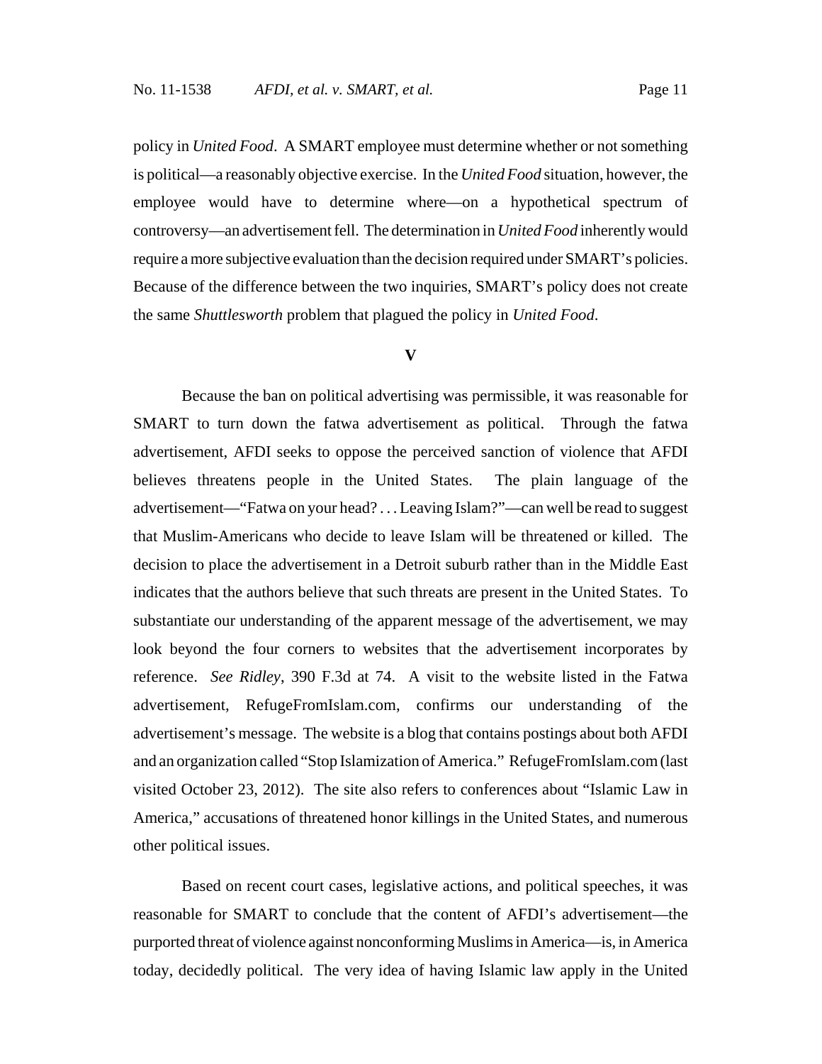policy in *United Food*. A SMART employee must determine whether or not something is political—a reasonably objective exercise. In the *United Food* situation, however, the employee would have to determine where—on a hypothetical spectrum of controversy—an advertisement fell. The determination in *United Food* inherently would require a more subjective evaluation than the decision required under SMART's policies. Because of the difference between the two inquiries, SMART's policy does not create the same *Shuttlesworth* problem that plagued the policy in *United Food*.

## V

Because the ban on political advertising was permissible, it was reasonable for SMART to turn down the fatwa advertisement as political. Through the fatwa advertisement, AFDI seeks to oppose the perceived sanction of violence that AFDI believes threatens people in the United States. The plain language of the advertisement—"Fatwa on your head? . . . Leaving Islam?"—can well be read to suggest that Muslim-Americans who decide to leave Islam will be threatened or killed. The decision to place the advertisement in a Detroit suburb rather than in the Middle East indicates that the authors believe that such threats are present in the United States. To substantiate our understanding of the apparent message of the advertisement, we may look beyond the four corners to websites that the advertisement incorporates by reference. *See Ridley*, 390 F.3d at 74. A visit to the website listed in the Fatwa advertisement, RefugeFromIslam.com, confirms our understanding of the advertisement's message. The website is a blog that contains postings about both AFDI and an organization called "Stop Islamization of America." RefugeFromIslam.com (last visited October 23, 2012). The site also refers to conferences about "Islamic Law in America," accusations of threatened honor killings in the United States, and numerous other political issues.

Based on recent court cases, legislative actions, and political speeches, it was reasonable for SMART to conclude that the content of AFDI's advertisement—the purported threat of violence against nonconforming Muslims in America—is, in America today, decidedly political. The very idea of having Islamic law apply in the United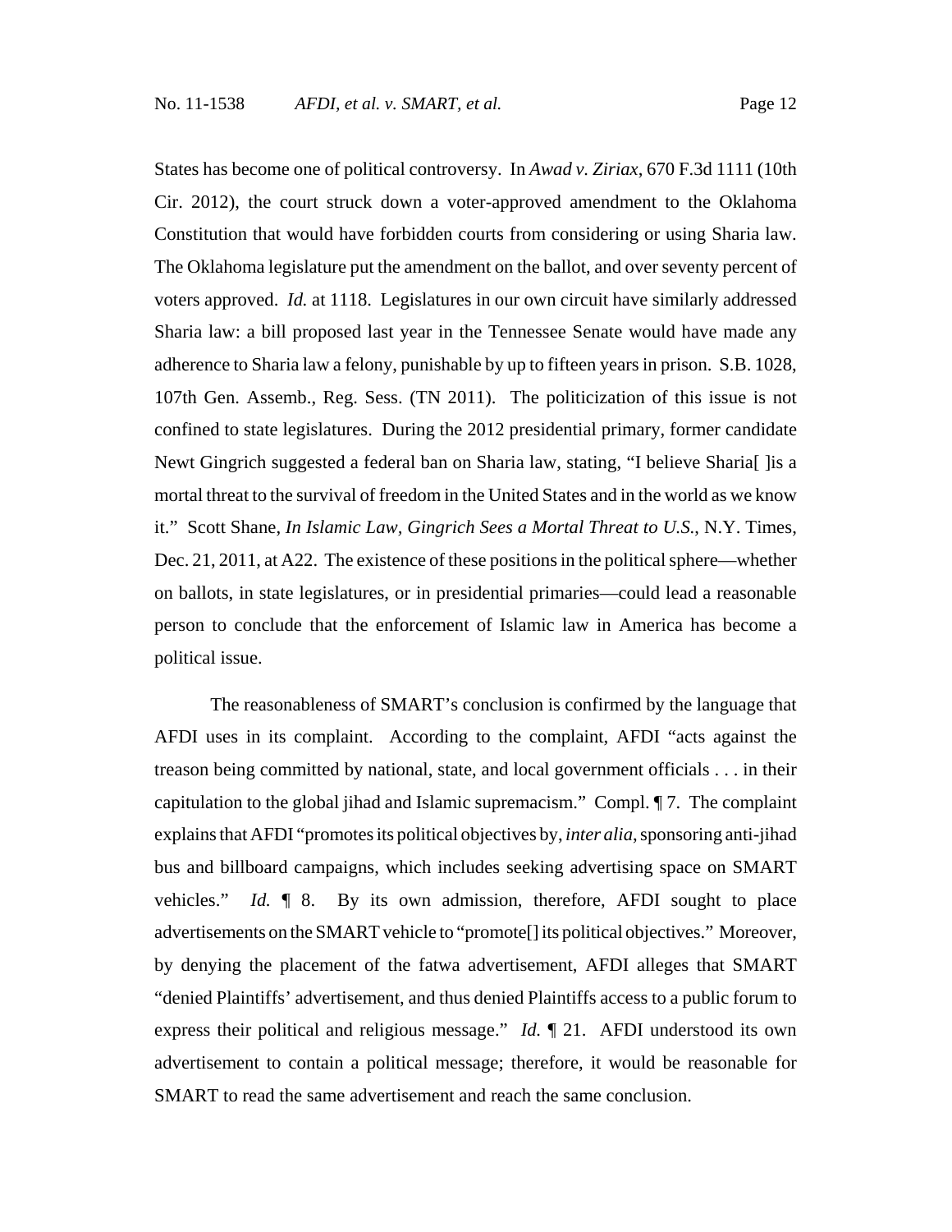States has become one of political controversy. In *Awad v. Ziriax*, 670 F.3d 1111 (10th Cir. 2012), the court struck down a voter-approved amendment to the Oklahoma Constitution that would have forbidden courts from considering or using Sharia law. The Oklahoma legislature put the amendment on the ballot, and over seventy percent of voters approved. *Id.* at 1118. Legislatures in our own circuit have similarly addressed Sharia law: a bill proposed last year in the Tennessee Senate would have made any adherence to Sharia law a felony, punishable by up to fifteen years in prison. S.B. 1028, 107th Gen. Assemb., Reg. Sess. (TN 2011). The politicization of this issue is not confined to state legislatures. During the 2012 presidential primary, former candidate Newt Gingrich suggested a federal ban on Sharia law, stating, "I believe Sharia[ ]is a mortal threat to the survival of freedom in the United States and in the world as we know it." Scott Shane, *In Islamic Law, Gingrich Sees a Mortal Threat to U.S.*, N.Y. Times, Dec. 21, 2011, at A22. The existence of these positions in the political sphere—whether on ballots, in state legislatures, or in presidential primaries—could lead a reasonable person to conclude that the enforcement of Islamic law in America has become a political issue.

The reasonableness of SMART's conclusion is confirmed by the language that AFDI uses in its complaint. According to the complaint, AFDI "acts against the treason being committed by national, state, and local government officials . . . in their capitulation to the global jihad and Islamic supremacism." Compl. ¶ 7. The complaint explains that AFDI "promotes its political objectives by, *inter alia*, sponsoring anti-jihad bus and billboard campaigns, which includes seeking advertising space on SMART vehicles." *Id.* ¶ 8. By its own admission, therefore, AFDI sought to place advertisements on the SMART vehicle to "promote[] its political objectives." Moreover, by denying the placement of the fatwa advertisement, AFDI alleges that SMART "denied Plaintiffs' advertisement, and thus denied Plaintiffs access to a public forum to express their political and religious message." *Id.* ¶ 21. AFDI understood its own advertisement to contain a political message; therefore, it would be reasonable for SMART to read the same advertisement and reach the same conclusion.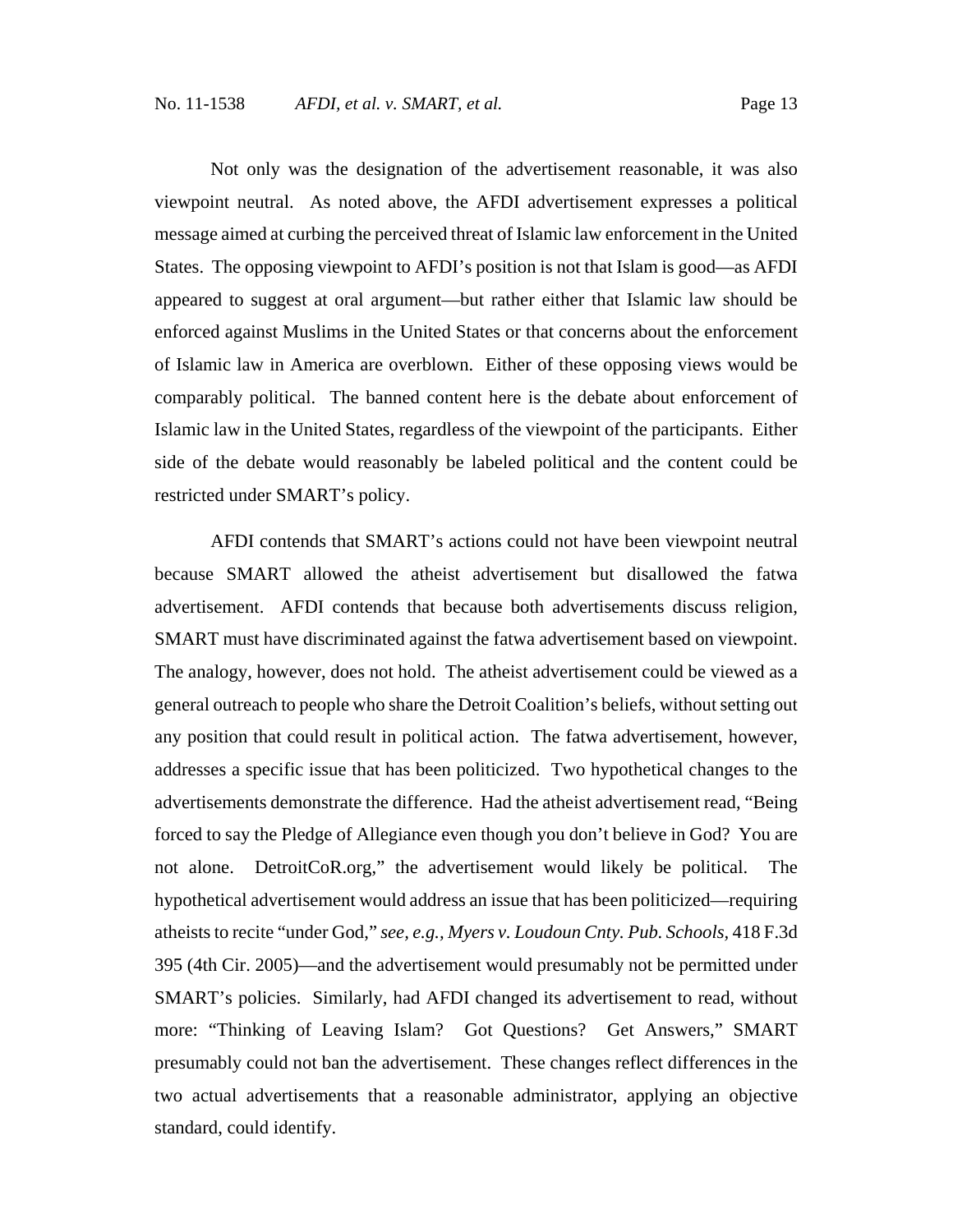Not only was the designation of the advertisement reasonable, it was also viewpoint neutral. As noted above, the AFDI advertisement expresses a political message aimed at curbing the perceived threat of Islamic law enforcement in the United States. The opposing viewpoint to AFDI's position is not that Islam is good—as AFDI appeared to suggest at oral argument—but rather either that Islamic law should be enforced against Muslims in the United States or that concerns about the enforcement of Islamic law in America are overblown. Either of these opposing views would be comparably political. The banned content here is the debate about enforcement of Islamic law in the United States, regardless of the viewpoint of the participants. Either side of the debate would reasonably be labeled political and the content could be restricted under SMART's policy.

AFDI contends that SMART's actions could not have been viewpoint neutral because SMART allowed the atheist advertisement but disallowed the fatwa advertisement. AFDI contends that because both advertisements discuss religion, SMART must have discriminated against the fatwa advertisement based on viewpoint. The analogy, however, does not hold. The atheist advertisement could be viewed as a general outreach to people who share the Detroit Coalition's beliefs, without setting out any position that could result in political action. The fatwa advertisement, however, addresses a specific issue that has been politicized. Two hypothetical changes to the advertisements demonstrate the difference. Had the atheist advertisement read, "Being forced to say the Pledge of Allegiance even though you don't believe in God? You are not alone. DetroitCoR.org," the advertisement would likely be political. The hypothetical advertisement would address an issue that has been politicized—requiring atheists to recite "under God," *see, e.g.*, *Myers v. Loudoun Cnty. Pub. Schools*, 418 F.3d 395 (4th Cir. 2005)—and the advertisement would presumably not be permitted under SMART's policies. Similarly, had AFDI changed its advertisement to read, without more: "Thinking of Leaving Islam? Got Questions? Get Answers," SMART presumably could not ban the advertisement. These changes reflect differences in the two actual advertisements that a reasonable administrator, applying an objective standard, could identify.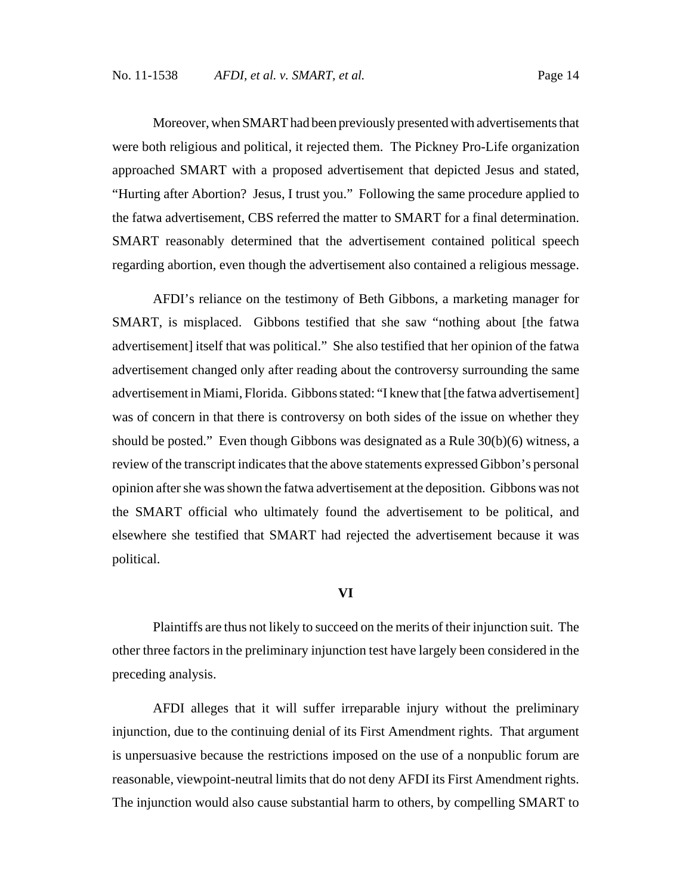Moreover, when SMART had been previously presented with advertisements that were both religious and political, it rejected them. The Pickney Pro-Life organization approached SMART with a proposed advertisement that depicted Jesus and stated, "Hurting after Abortion? Jesus, I trust you." Following the same procedure applied to the fatwa advertisement, CBS referred the matter to SMART for a final determination. SMART reasonably determined that the advertisement contained political speech regarding abortion, even though the advertisement also contained a religious message.

AFDI's reliance on the testimony of Beth Gibbons, a marketing manager for SMART, is misplaced. Gibbons testified that she saw "nothing about [the fatwa advertisement] itself that was political." She also testified that her opinion of the fatwa advertisement changed only after reading about the controversy surrounding the same advertisement in Miami, Florida. Gibbons stated: "I knew that [the fatwa advertisement] was of concern in that there is controversy on both sides of the issue on whether they should be posted." Even though Gibbons was designated as a Rule 30(b)(6) witness, a review of the transcript indicates that the above statements expressed Gibbon's personal opinion after she was shown the fatwa advertisement at the deposition. Gibbons was not the SMART official who ultimately found the advertisement to be political, and elsewhere she testified that SMART had rejected the advertisement because it was political.

## VI

Plaintiffs are thus not likely to succeed on the merits of their injunction suit. The other three factors in the preliminary injunction test have largely been considered in the preceding analysis.

AFDI alleges that it will suffer irreparable injury without the preliminary injunction, due to the continuing denial of its First Amendment rights. That argument is unpersuasive because the restrictions imposed on the use of a nonpublic forum are reasonable, viewpoint-neutral limits that do not deny AFDI its First Amendment rights. The injunction would also cause substantial harm to others, by compelling SMART to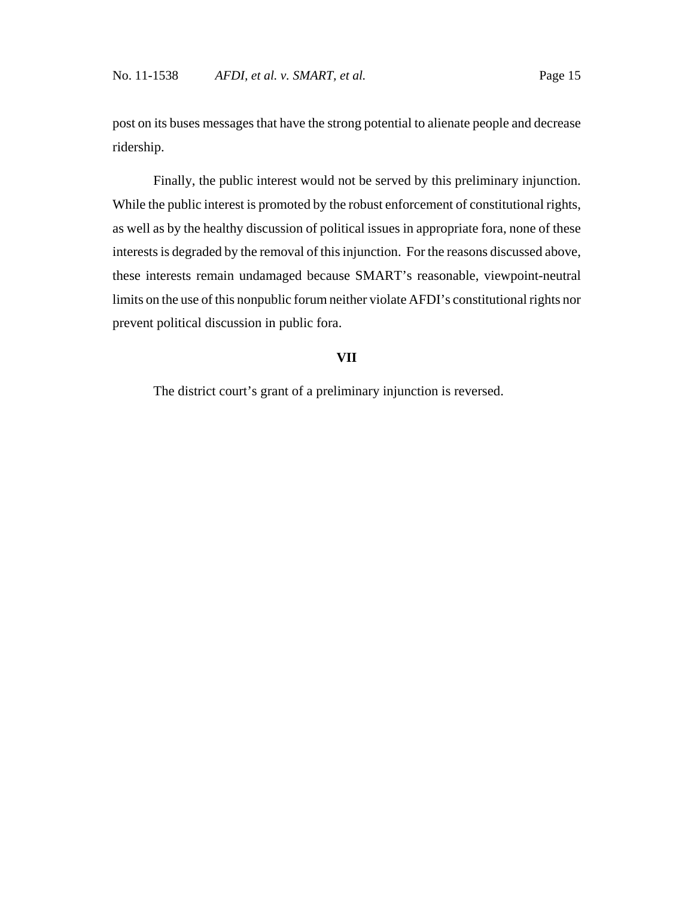post on its buses messages that have the strong potential to alienate people and decrease ridership.

Finally, the public interest would not be served by this preliminary injunction. While the public interest is promoted by the robust enforcement of constitutional rights, as well as by the healthy discussion of political issues in appropriate fora, none of these interests is degraded by the removal of this injunction. For the reasons discussed above, these interests remain undamaged because SMART's reasonable, viewpoint-neutral limits on the use of this nonpublic forum neither violate AFDI's constitutional rights nor prevent political discussion in public fora.

## VII

The district court's grant of a preliminary injunction is reversed.